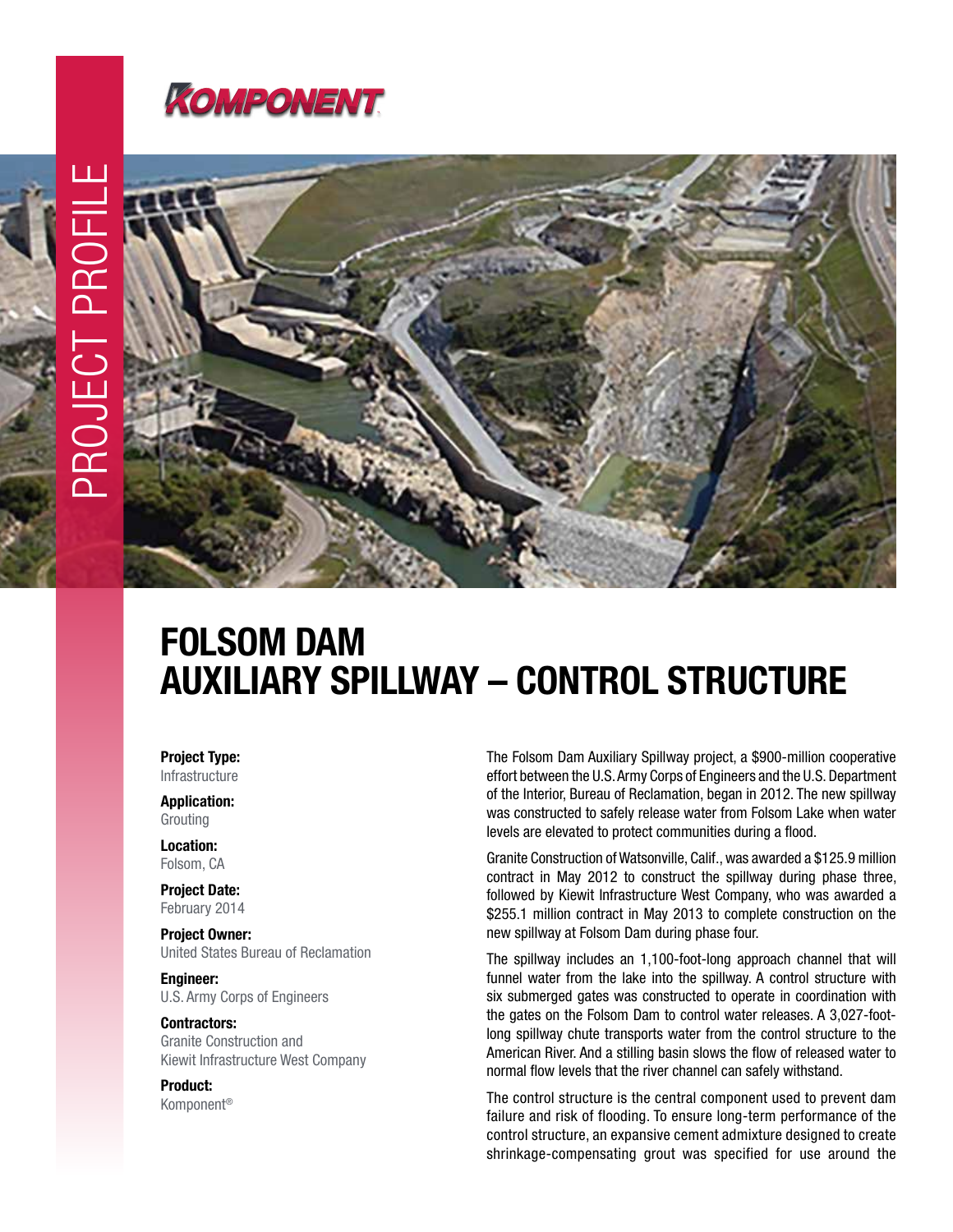PROJECT PROFILE

KOMPONENT

# FOLSOM DAM AUXILIARY SPILLWAY – CONTROL STRUCTURE

**Project Type:**
Infrastructure

**Application:**
Grouting

**Location:**
Folsom, CA

**Project Date:**
February 2014

**Project Owner:**
United States Bureau of Reclamation

**Engineer:**
U.S. Army Corps of Engineers

**Contractors:**
Granite Construction and
Kiewit Infrastructure West Company

**Product:**
Komponent®

The Folsom Dam Auxiliary Spillway project, a $900-million cooperative effort between the U.S. Army Corps of Engineers and the U.S. Department of the Interior, Bureau of Reclamation, began in 2012. The new spillway was constructed to safely release water from Folsom Lake when water levels are elevated to protect communities during a flood.

Granite Construction of Watsonville, Calif., was awarded a $125.9 million contract in May 2012 to construct the spillway during phase three, followed by Kiewit Infrastructure West Company, who was awarded a $255.1 million contract in May 2013 to complete construction on the new spillway at Folsom Dam during phase four.

The spillway includes an 1,100-foot-long approach channel that will funnel water from the lake into the spillway. A control structure with six submerged gates was constructed to operate in coordination with the gates on the Folsom Dam to control water releases. A 3,027-foot-long spillway chute transports water from the control structure to the American River. And a stilling basin slows the flow of released water to normal flow levels that the river channel can safely withstand.

The control structure is the central component used to prevent dam failure and risk of flooding. To ensure long-term performance of the control structure, an expansive cement admixture designed to create shrinkage-compensating grout was specified for use around the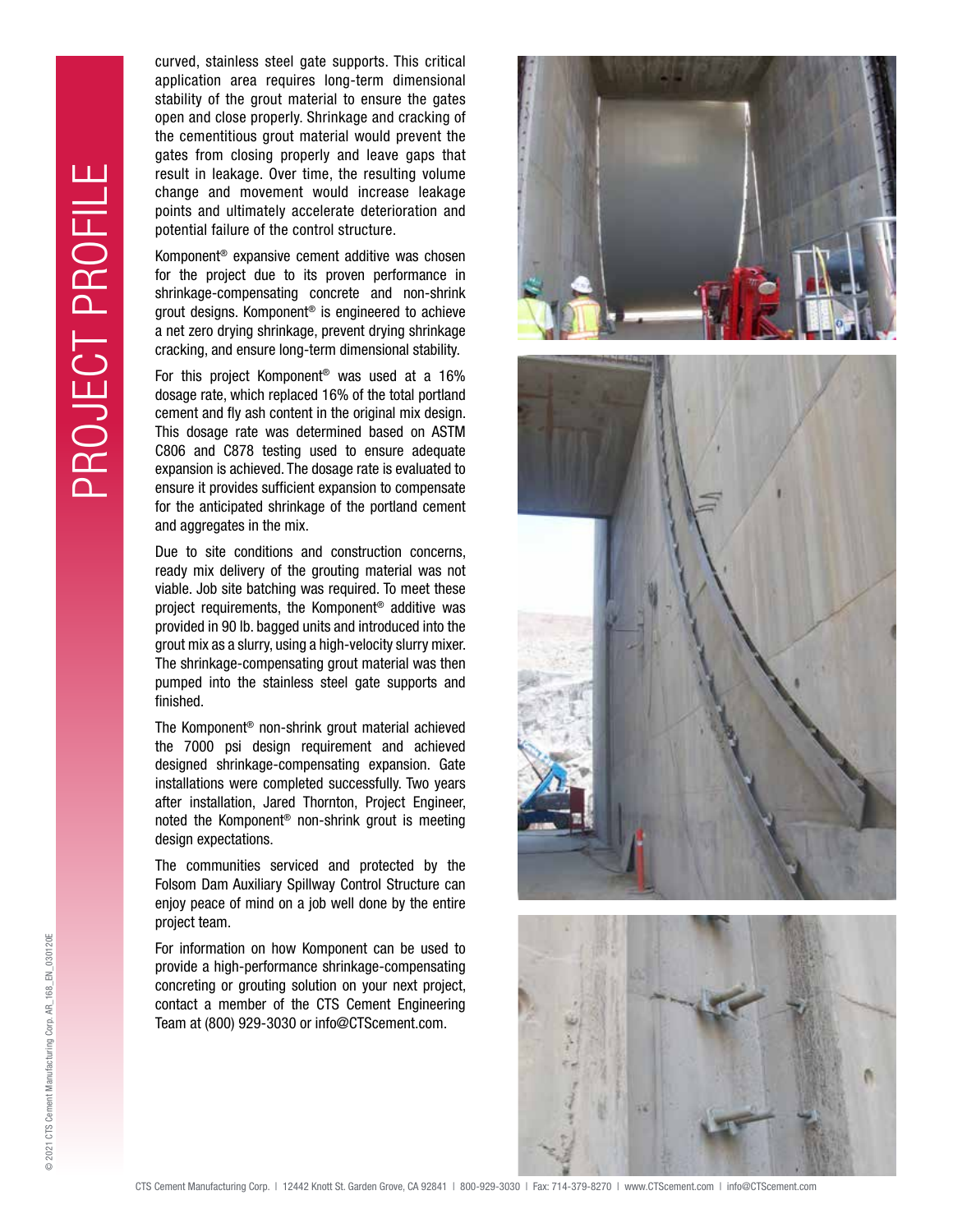curved, stainless steel gate supports. This critical application area requires long-term dimensional stability of the grout material to ensure the gates open and close properly. Shrinkage and cracking of the cementitious grout material would prevent the gates from closing properly and leave gaps that result in leakage. Over time, the resulting volume change and movement would increase leakage points and ultimately accelerate deterioration and potential failure of the control structure.

Komponent® expansive cement additive was chosen for the project due to its proven performance in shrinkage-compensating concrete and non-shrink grout designs. Komponent® is engineered to achieve a net zero drying shrinkage, prevent drying shrinkage cracking, and ensure long-term dimensional stability.

For this project Komponent® was used at a 16% dosage rate, which replaced 16% of the total portland cement and fly ash content in the original mix design. This dosage rate was determined based on ASTM C806 and C878 testing used to ensure adequate expansion is achieved. The dosage rate is evaluated to ensure it provides sufficient expansion to compensate for the anticipated shrinkage of the portland cement and aggregates in the mix.

Due to site conditions and construction concerns, ready mix delivery of the grouting material was not viable. Job site batching was required. To meet these project requirements, the Komponent® additive was provided in 90 lb. bagged units and introduced into the grout mix as a slurry, using a high-velocity slurry mixer. The shrinkage-compensating grout material was then pumped into the stainless steel gate supports and finished.

The Komponent® non-shrink grout material achieved the 7000 psi design requirement and achieved designed shrinkage-compensating expansion. Gate installations were completed successfully. Two years after installation, Jared Thornton, Project Engineer, noted the Komponent® non-shrink grout is meeting design expectations.

The communities serviced and protected by the Folsom Dam Auxiliary Spillway Control Structure can enjoy peace of mind on a job well done by the entire project team.

For information on how Komponent can be used to provide a high-performance shrinkage-compensating concreting or grouting solution on your next project, contact a member of the CTS Cement Engineering Team at (800) 929-3030 or info@CTScement.com.